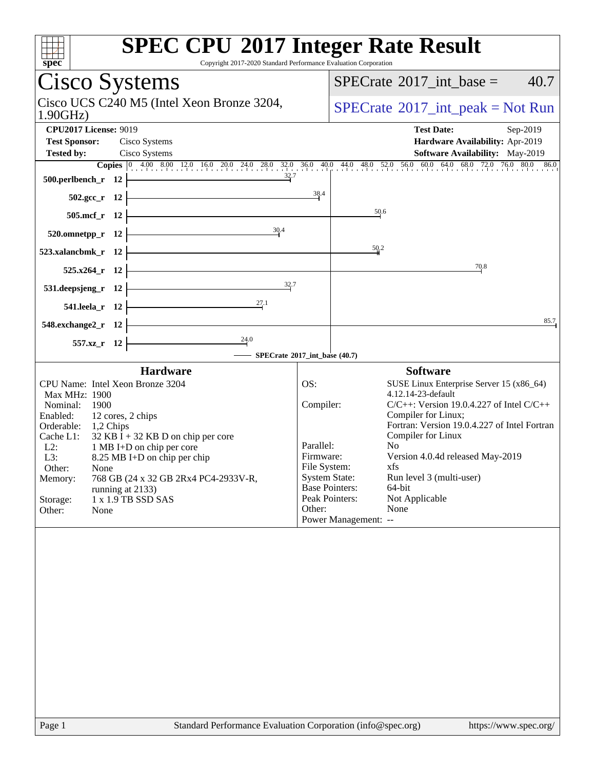# SPEC CPU 2017 Integer Rate Result

Copyright 2017-2020 Standard Performance Evaluation Corporation

## Cisco Systems

Cisco UCS C240 M5 (Intel Xeon Bronze 3204, 1.90GHz)

SPECrate 2017_int_base = 40.7

SPECrate 2017_int_peak = Not Run

| | | | |
|---|---|---|---|
| **CPU2017 License:** | 9019 | **Test Date:** | Sep-2019 |
| **Test Sponsor:** | Cisco Systems | **Hardware Availability:** | Apr-2019 |
| **Tested by:** | Cisco Systems | **Software Availability:** | May-2019 |

| Benchmark | Copies | SPECrate 2017_int_base |
|---|---|---|
| 500.perlbench_r | 12 | 32.7 |
| 502.gcc_r | 12 | 38.4 |
| 505.mcf_r | 12 | 50.6 |
| 520.omnetpp_r | 12 | 30.4 |
| 523.xalancbmk_r | 12 | 50.2 |
| 525.x264_r | 12 | 70.8 |
| 531.deepsjeng_r | 12 | 32.7 |
| 541.leela_r | 12 | 27.1 |
| 548.exchange2_r | 12 | 85.7 |
| 557.xz_r | 12 | 24.0 |

SPECrate 2017_int_base (40.7)

### Hardware

| | |
|---|---|
| CPU Name: | Intel Xeon Bronze 3204 |
| Max MHz: | 1900 |
| Nominal: | 1900 |
| Enabled: | 12 cores, 2 chips |
| Orderable: | 1,2 Chips |
| Cache L1: | 32 KB I + 32 KB D on chip per core |
| L2: | 1 MB I+D on chip per core |
| L3: | 8.25 MB I+D on chip per chip |
| Other: | None |
| Memory: | 768 GB (24 x 32 GB 2Rx4 PC4-2933V-R, running at 2133) |
| Storage: | 1 x 1.9 TB SSD SAS |
| Other: | None |

### Software

| | |
|---|---|
| OS: | SUSE Linux Enterprise Server 15 (x86_64) 4.12.14-23-default |
| Compiler: | C/C++: Version 19.0.4.227 of Intel C/C++ Compiler for Linux; Fortran: Version 19.0.4.227 of Intel Fortran Compiler for Linux |
| Parallel: | No |
| Firmware: | Version 4.0.4d released May-2019 |
| File System: | xfs |
| System State: | Run level 3 (multi-user) |
| Base Pointers: | 64-bit |
| Peak Pointers: | Not Applicable |
| Other: | None |
| Power Management: | -- |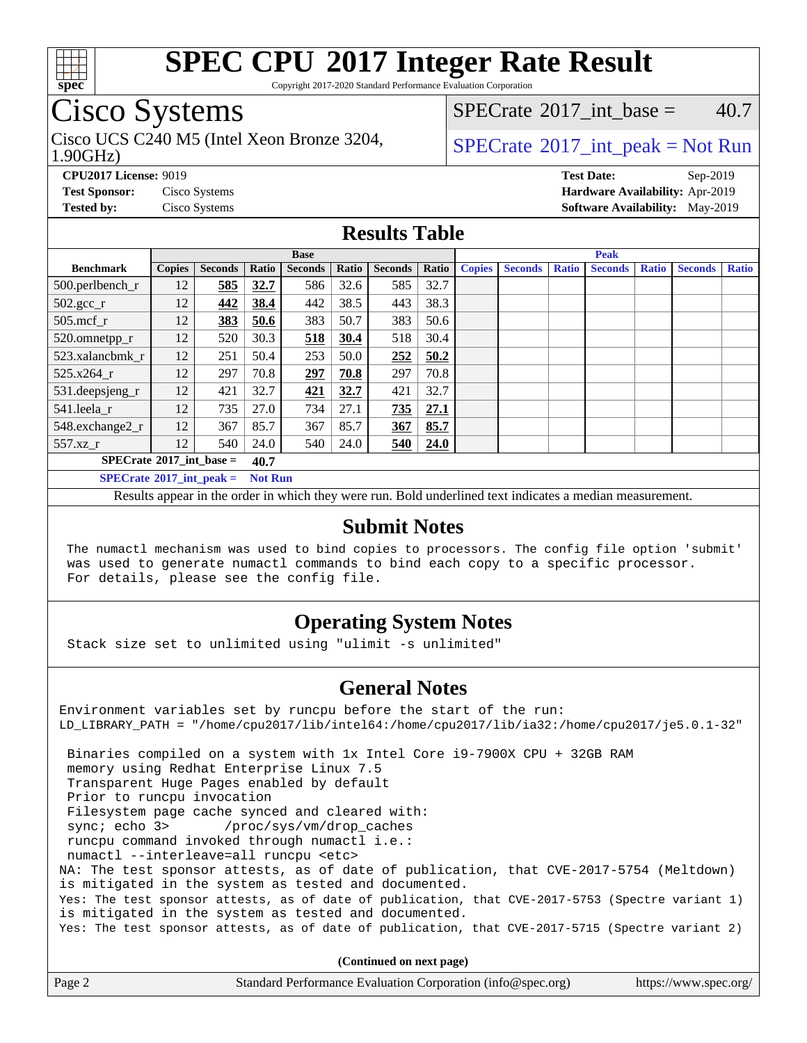# SPEC CPU 2017 Integer Rate Result

Copyright 2017-2020 Standard Performance Evaluation Corporation

# Cisco Systems

Cisco UCS C240 M5 (Intel Xeon Bronze 3204, 1.90GHz)

SPECrate 2017_int_base = 40.7

SPECrate 2017_int_peak = Not Run

**CPU2017 License:** 9019
**Test Sponsor:** Cisco Systems
**Tested by:** Cisco Systems

**Test Date:** Sep-2019
**Hardware Availability:** Apr-2019
**Software Availability:** May-2019

## Results Table

| Benchmark | Base | | | | | | | Peak | | | | | | |
|---|---|---|---|---|---|---|---|---|---|---|---|---|---|---|
| | Copies | Seconds | Ratio | Seconds | Ratio | Seconds | Ratio | Copies | Seconds | Ratio | Seconds | Ratio | Seconds | Ratio |
| 500.perlbench_r | 12 | **585** | **32.7** | 586 | 32.6 | 585 | 32.7 | | | | | | | |
| 502.gcc_r | 12 | **442** | **38.4** | 442 | 38.5 | 443 | 38.3 | | | | | | | |
| 505.mcf_r | 12 | **383** | **50.6** | 383 | 50.7 | 383 | 50.6 | | | | | | | |
| 520.omnetpp_r | 12 | 520 | 30.3 | **518** | **30.4** | 518 | 30.4 | | | | | | | |
| 523.xalancbmk_r | 12 | 251 | 50.4 | 253 | 50.0 | **252** | **50.2** | | | | | | | |
| 525.x264_r | 12 | 297 | 70.8 | **297** | **70.8** | 297 | 70.8 | | | | | | | |
| 531.deepsjeng_r | 12 | 421 | 32.7 | **421** | **32.7** | 421 | 32.7 | | | | | | | |
| 541.leela_r | 12 | 735 | 27.0 | 734 | 27.1 | **735** | **27.1** | | | | | | | |
| 548.exchange2_r | 12 | 367 | 85.7 | 367 | 85.7 | **367** | **85.7** | | | | | | | |
| 557.xz_r | 12 | 540 | 24.0 | 540 | 24.0 | **540** | **24.0** | | | | | | | |

**SPECrate 2017_int_base = 40.7**

**SPECrate 2017_int_peak = Not Run**

Results appear in the order in which they were run. Bold underlined text indicates a median measurement.

## Submit Notes

```
The numactl mechanism was used to bind copies to processors. The config file option 'submit'
was used to generate numactl commands to bind each copy to a specific processor.
For details, please see the config file.
```

## Operating System Notes

```
Stack size set to unlimited using "ulimit -s unlimited"
```

## General Notes

```
Environment variables set by runcpu before the start of the run:
LD_LIBRARY_PATH = "/home/cpu2017/lib/intel64:/home/cpu2017/lib/ia32:/home/cpu2017/je5.0.1-32"

 Binaries compiled on a system with 1x Intel Core i9-7900X CPU + 32GB RAM
 memory using Redhat Enterprise Linux 7.5
 Transparent Huge Pages enabled by default
 Prior to runcpu invocation
 Filesystem page cache synced and cleared with:
 sync; echo 3>       /proc/sys/vm/drop_caches
 runcpu command invoked through numactl i.e.:
 numactl --interleave=all runcpu <etc>
NA: The test sponsor attests, as of date of publication, that CVE-2017-5754 (Meltdown)
is mitigated in the system as tested and documented.
Yes: The test sponsor attests, as of date of publication, that CVE-2017-5753 (Spectre variant 1)
is mitigated in the system as tested and documented.
Yes: The test sponsor attests, as of date of publication, that CVE-2017-5715 (Spectre variant 2)
```

**(Continued on next page)**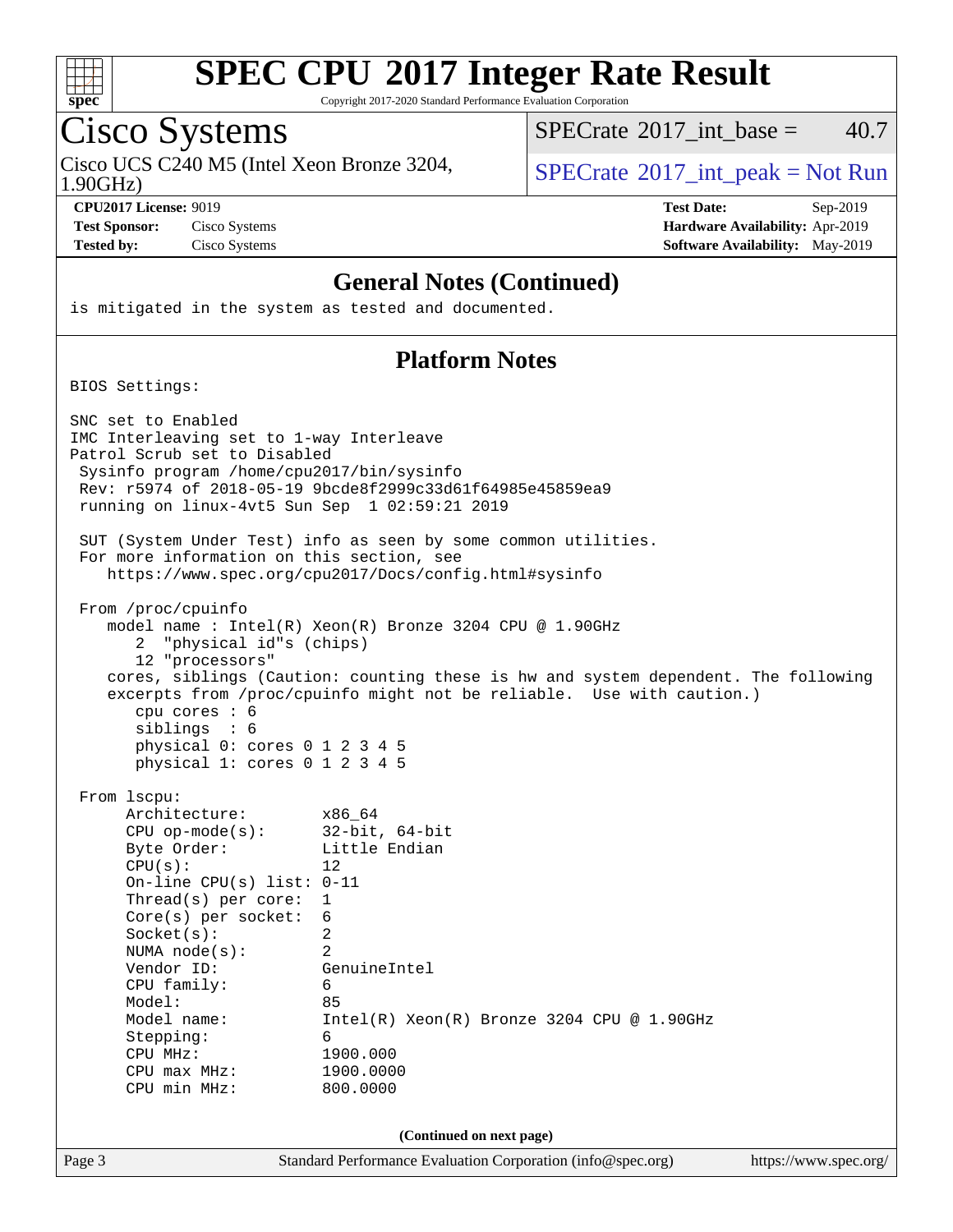## General Notes (Continued)

```
is mitigated in the system as tested and documented.
```

## Platform Notes

```
BIOS Settings:

SNC set to Enabled
IMC Interleaving set to 1-way Interleave
Patrol Scrub set to Disabled
 Sysinfo program /home/cpu2017/bin/sysinfo
 Rev: r5974 of 2018-05-19 9bcde8f2999c33d61f64985e45859ea9
 running on linux-4vt5 Sun Sep  1 02:59:21 2019

 SUT (System Under Test) info as seen by some common utilities.
 For more information on this section, see
    https://www.spec.org/cpu2017/Docs/config.html#sysinfo

 From /proc/cpuinfo
    model name : Intel(R) Xeon(R) Bronze 3204 CPU @ 1.90GHz
       2  "physical id"s (chips)
       12 "processors"
    cores, siblings (Caution: counting these is hw and system dependent. The following
    excerpts from /proc/cpuinfo might not be reliable.  Use with caution.)
       cpu cores : 6
       siblings  : 6
       physical 0: cores 0 1 2 3 4 5
       physical 1: cores 0 1 2 3 4 5

 From lscpu:
      Architecture:        x86_64
      CPU op-mode(s):      32-bit, 64-bit
      Byte Order:          Little Endian
      CPU(s):              12
      On-line CPU(s) list: 0-11
      Thread(s) per core:  1
      Core(s) per socket:  6
      Socket(s):           2
      NUMA node(s):        2
      Vendor ID:           GenuineIntel
      CPU family:          6
      Model:               85
      Model name:          Intel(R) Xeon(R) Bronze 3204 CPU @ 1.90GHz
      Stepping:            6
      CPU MHz:             1900.000
      CPU max MHz:         1900.0000
      CPU min MHz:         800.0000
```

(Continued on next page)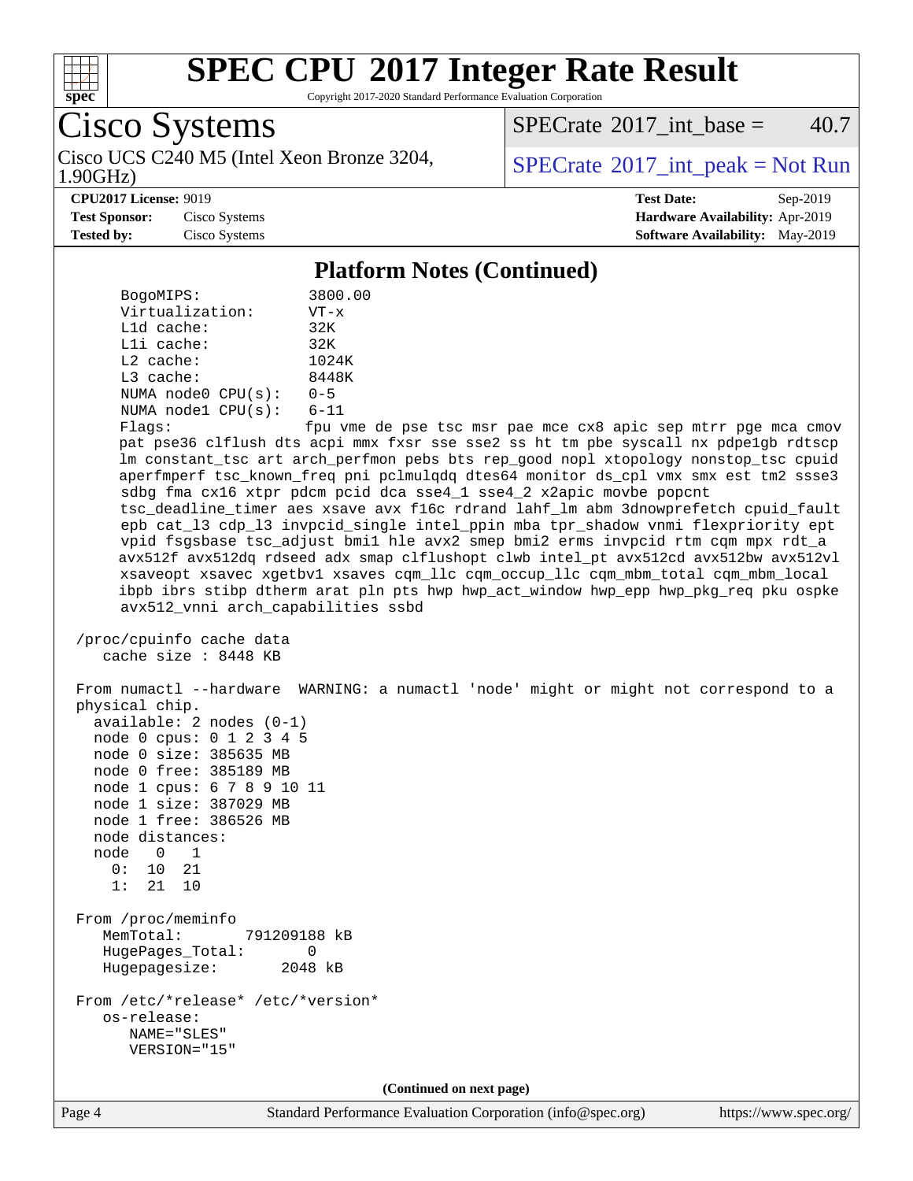## Platform Notes (Continued)

```
      BogoMIPS:               3800.00
      Virtualization:         VT-x
      L1d cache:              32K
      L1i cache:              32K
      L2 cache:               1024K
      L3 cache:               8448K
      NUMA node0 CPU(s):      0-5
      NUMA node1 CPU(s):      6-11
      Flags:                  fpu vme de pse tsc msr pae mce cx8 apic sep mtrr pge mca cmov
      pat pse36 clflush dts acpi mmx fxsr sse sse2 ss ht tm pbe syscall nx pdpe1gb rdtscp
      lm constant_tsc art arch_perfmon pebs bts rep_good nopl xtopology nonstop_tsc cpuid
      aperfmperf tsc_known_freq pni pclmulqdq dtes64 monitor ds_cpl vmx smx est tm2 ssse3
      sdbg fma cx16 xtpr pdcm pcid dca sse4_1 sse4_2 x2apic movbe popcnt
      tsc_deadline_timer aes xsave avx f16c rdrand lahf_lm abm 3dnowprefetch cpuid_fault
      epb cat_l3 cdp_l3 invpcid_single intel_ppin mba tpr_shadow vnmi flexpriority ept
      vpid fsgsbase tsc_adjust bmi1 hle avx2 smep bmi2 erms invpcid rtm cqm mpx rdt_a
      avx512f avx512dq rdseed adx smap clflushopt clwb intel_pt avx512cd avx512bw avx512vl
      xsaveopt xsavec xgetbv1 xsaves cqm_llc cqm_occup_llc cqm_mbm_total cqm_mbm_local
      ibpb ibrs stibp dtherm arat pln pts hwp hwp_act_window hwp_epp hwp_pkg_req pku ospke
      avx512_vnni arch_capabilities ssbd

 /proc/cpuinfo cache data
    cache size : 8448 KB

 From numactl --hardware  WARNING: a numactl 'node' might or might not correspond to a
 physical chip.
   available: 2 nodes (0-1)
   node 0 cpus: 0 1 2 3 4 5
   node 0 size: 385635 MB
   node 0 free: 385189 MB
   node 1 cpus: 6 7 8 9 10 11
   node 1 size: 387029 MB
   node 1 free: 386526 MB
   node distances:
   node   0   1
     0:  10  21
     1:  21  10

 From /proc/meminfo
    MemTotal:       791209188 kB
    HugePages_Total:       0
    Hugepagesize:       2048 kB

 From /etc/*release* /etc/*version*
    os-release:
       NAME="SLES"
       VERSION="15"
```

(Continued on next page)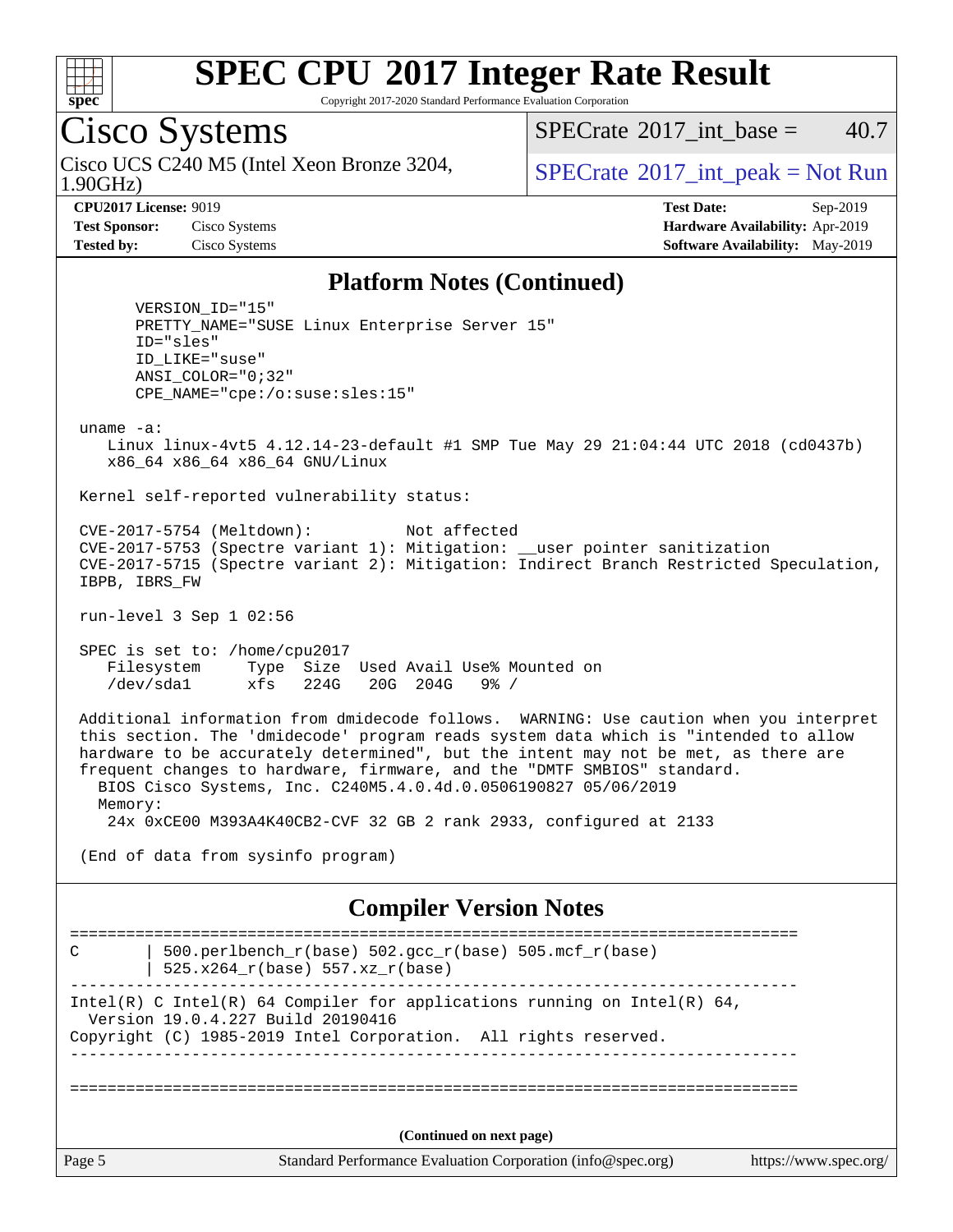# SPEC CPU 2017 Integer Rate Result

Copyright 2017-2020 Standard Performance Evaluation Corporation

## Cisco Systems

Cisco UCS C240 M5 (Intel Xeon Bronze 3204, 1.90GHz)

SPECrate 2017_int_base = 40.7

SPECrate 2017_int_peak = Not Run

**CPU2017 License:** 9019
**Test Sponsor:** Cisco Systems
**Tested by:** Cisco Systems

**Test Date:** Sep-2019
**Hardware Availability:** Apr-2019
**Software Availability:** May-2019

### Platform Notes (Continued)

```
      VERSION_ID="15"
      PRETTY_NAME="SUSE Linux Enterprise Server 15"
      ID="sles"
      ID_LIKE="suse"
      ANSI_COLOR="0;32"
      CPE_NAME="cpe:/o:suse:sles:15"

 uname -a:
    Linux linux-4vt5 4.12.14-23-default #1 SMP Tue May 29 21:04:44 UTC 2018 (cd0437b)
    x86_64 x86_64 x86_64 GNU/Linux

 Kernel self-reported vulnerability status:

 CVE-2017-5754 (Meltdown):          Not affected
 CVE-2017-5753 (Spectre variant 1): Mitigation: __user pointer sanitization
 CVE-2017-5715 (Spectre variant 2): Mitigation: Indirect Branch Restricted Speculation,
 IBPB, IBRS_FW

 run-level 3 Sep 1 02:56

 SPEC is set to: /home/cpu2017
    Filesystem     Type  Size  Used Avail Use% Mounted on
    /dev/sda1      xfs   224G   20G  204G   9% /

 Additional information from dmidecode follows.  WARNING: Use caution when you interpret
 this section. The 'dmidecode' program reads system data which is "intended to allow
 hardware to be accurately determined", but the intent may not be met, as there are
 frequent changes to hardware, firmware, and the "DMTF SMBIOS" standard.
   BIOS Cisco Systems, Inc. C240M5.4.0.4d.0.0506190827 05/06/2019
   Memory:
    24x 0xCE00 M393A4K40CB2-CVF 32 GB 2 rank 2933, configured at 2133

 (End of data from sysinfo program)
```

### Compiler Version Notes

```
==============================================================================
C       | 500.perlbench_r(base) 502.gcc_r(base) 505.mcf_r(base)
        | 525.x264_r(base) 557.xz_r(base)
------------------------------------------------------------------------------
Intel(R) C Intel(R) 64 Compiler for applications running on Intel(R) 64,
  Version 19.0.4.227 Build 20190416
Copyright (C) 1985-2019 Intel Corporation.  All rights reserved.
------------------------------------------------------------------------------

==============================================================================
```

(Continued on next page)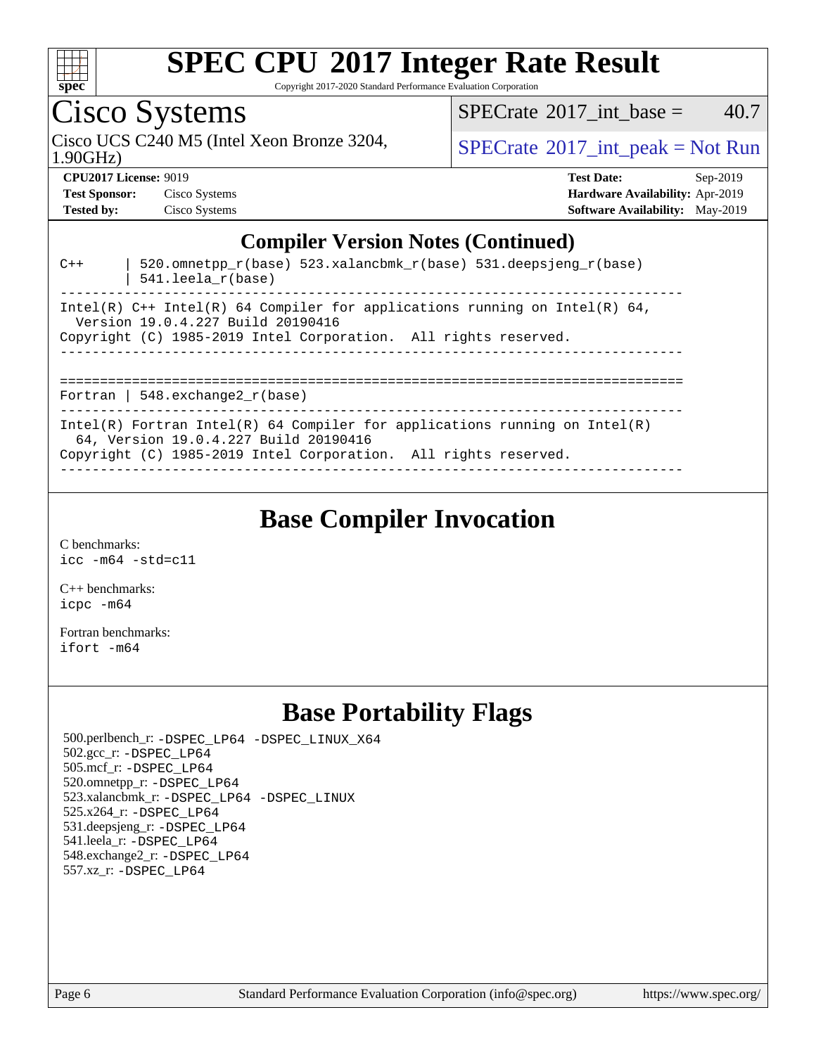## Compiler Version Notes (Continued)

```
C++      | 520.omnetpp_r(base) 523.xalancbmk_r(base) 531.deepsjeng_r(base)
         | 541.leela_r(base)
------------------------------------------------------------------------------
Intel(R) C++ Intel(R) 64 Compiler for applications running on Intel(R) 64,
  Version 19.0.4.227 Build 20190416
Copyright (C) 1985-2019 Intel Corporation.  All rights reserved.
------------------------------------------------------------------------------

==============================================================================
Fortran | 548.exchange2_r(base)
------------------------------------------------------------------------------
Intel(R) Fortran Intel(R) 64 Compiler for applications running on Intel(R)
  64, Version 19.0.4.227 Build 20190416
Copyright (C) 1985-2019 Intel Corporation.  All rights reserved.
------------------------------------------------------------------------------
```

## Base Compiler Invocation

C benchmarks:
`icc -m64 -std=c11`

C++ benchmarks:
`icpc -m64`

Fortran benchmarks:
`ifort -m64`

## Base Portability Flags

500.perlbench_r: `-DSPEC_LP64 -DSPEC_LINUX_X64`
502.gcc_r: `-DSPEC_LP64`
505.mcf_r: `-DSPEC_LP64`
520.omnetpp_r: `-DSPEC_LP64`
523.xalancbmk_r: `-DSPEC_LP64 -DSPEC_LINUX`
525.x264_r: `-DSPEC_LP64`
531.deepsjeng_r: `-DSPEC_LP64`
541.leela_r: `-DSPEC_LP64`
548.exchange2_r: `-DSPEC_LP64`
557.xz_r: `-DSPEC_LP64`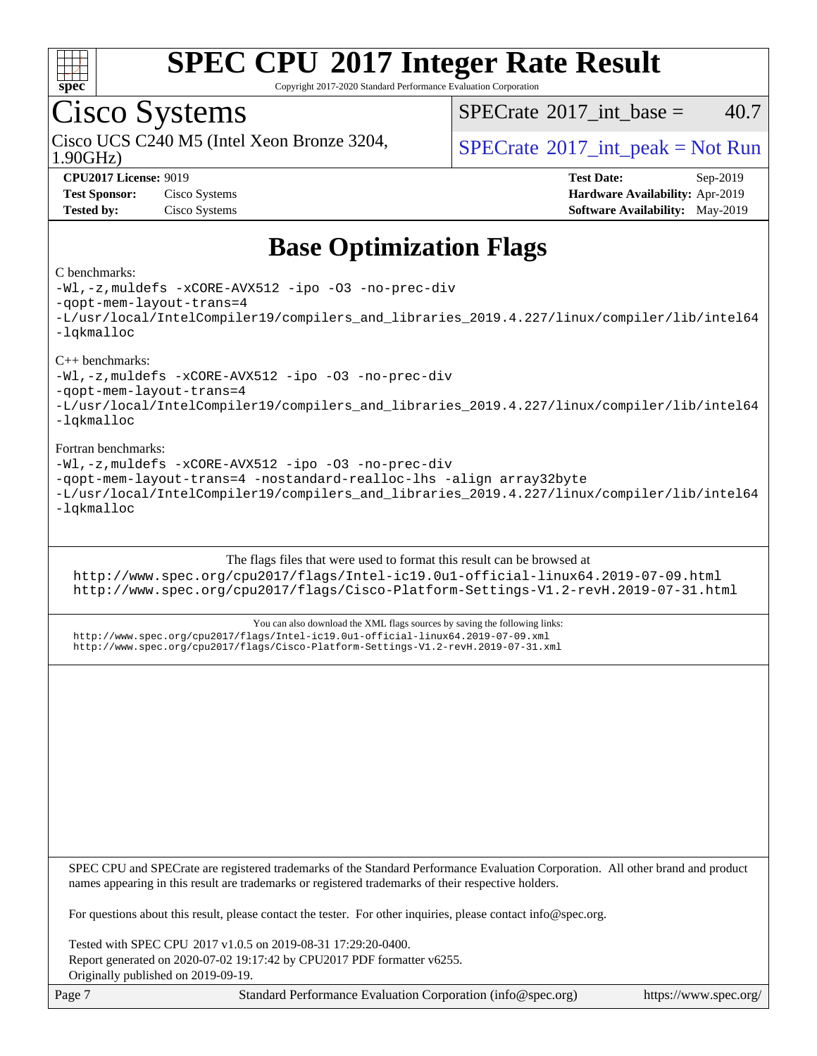# Base Optimization Flags

C benchmarks:

```
-Wl,-z,muldefs -xCORE-AVX512 -ipo -O3 -no-prec-div
-qopt-mem-layout-trans=4
-L/usr/local/IntelCompiler19/compilers_and_libraries_2019.4.227/linux/compiler/lib/intel64
-lqkmalloc
```

C++ benchmarks:

```
-Wl,-z,muldefs -xCORE-AVX512 -ipo -O3 -no-prec-div
-qopt-mem-layout-trans=4
-L/usr/local/IntelCompiler19/compilers_and_libraries_2019.4.227/linux/compiler/lib/intel64
-lqkmalloc
```

Fortran benchmarks:

```
-Wl,-z,muldefs -xCORE-AVX512 -ipo -O3 -no-prec-div
-qopt-mem-layout-trans=4 -nostandard-realloc-lhs -align array32byte
-L/usr/local/IntelCompiler19/compilers_and_libraries_2019.4.227/linux/compiler/lib/intel64
-lqkmalloc
```

The flags files that were used to format this result can be browsed at
http://www.spec.org/cpu2017/flags/Intel-ic19.0u1-official-linux64.2019-07-09.html
http://www.spec.org/cpu2017/flags/Cisco-Platform-Settings-V1.2-revH.2019-07-31.html

You can also download the XML flags sources by saving the following links:
http://www.spec.org/cpu2017/flags/Intel-ic19.0u1-official-linux64.2019-07-09.xml
http://www.spec.org/cpu2017/flags/Cisco-Platform-Settings-V1.2-revH.2019-07-31.xml

SPEC CPU and SPECrate are registered trademarks of the Standard Performance Evaluation Corporation. All other brand and product names appearing in this result are trademarks or registered trademarks of their respective holders.

For questions about this result, please contact the tester. For other inquiries, please contact info@spec.org.

Tested with SPEC CPU 2017 v1.0.5 on 2019-08-31 17:29:20-0400.
Report generated on 2020-07-02 19:17:42 by CPU2017 PDF formatter v6255.
Originally published on 2019-09-19.